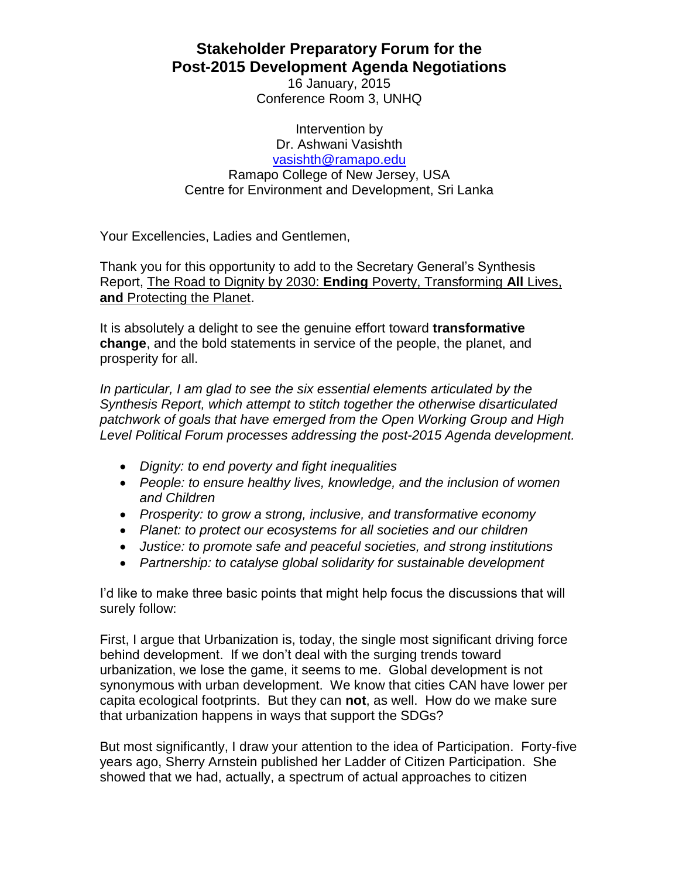# Stakeholder Preparatory Forum for the Post-2015 Development Agenda Negotiations

16 January, 2015
Conference Room 3, UNHQ

Intervention by
Dr. Ashwani Vasishth
[vasishth@ramapo.edu](mailto:vasishth@ramapo.edu)
Ramapo College of New Jersey, USA
Centre for Environment and Development, Sri Lanka

Your Excellencies, Ladies and Gentlemen,

Thank you for this opportunity to add to the Secretary General's Synthesis Report, <u>The Road to Dignity by 2030: **Ending** Poverty, Transforming **All** Lives, **and** Protecting the Planet</u>.

It is absolutely a delight to see the genuine effort toward **transformative change**, and the bold statements in service of the people, the planet, and prosperity for all.

*In particular, I am glad to see the six essential elements articulated by the Synthesis Report, which attempt to stitch together the otherwise disarticulated patchwork of goals that have emerged from the Open Working Group and High Level Political Forum processes addressing the post-2015 Agenda development.*

- *Dignity: to end poverty and fight inequalities*
- *People: to ensure healthy lives, knowledge, and the inclusion of women and Children*
- *Prosperity: to grow a strong, inclusive, and transformative economy*
- *Planet: to protect our ecosystems for all societies and our children*
- *Justice: to promote safe and peaceful societies, and strong institutions*
- *Partnership: to catalyse global solidarity for sustainable development*

I'd like to make three basic points that might help focus the discussions that will surely follow:

First, I argue that Urbanization is, today, the single most significant driving force behind development. If we don't deal with the surging trends toward urbanization, we lose the game, it seems to me. Global development is not synonymous with urban development. We know that cities CAN have lower per capita ecological footprints. But they can **not**, as well. How do we make sure that urbanization happens in ways that support the SDGs?

But most significantly, I draw your attention to the idea of Participation. Forty-five years ago, Sherry Arnstein published her Ladder of Citizen Participation. She showed that we had, actually, a spectrum of actual approaches to citizen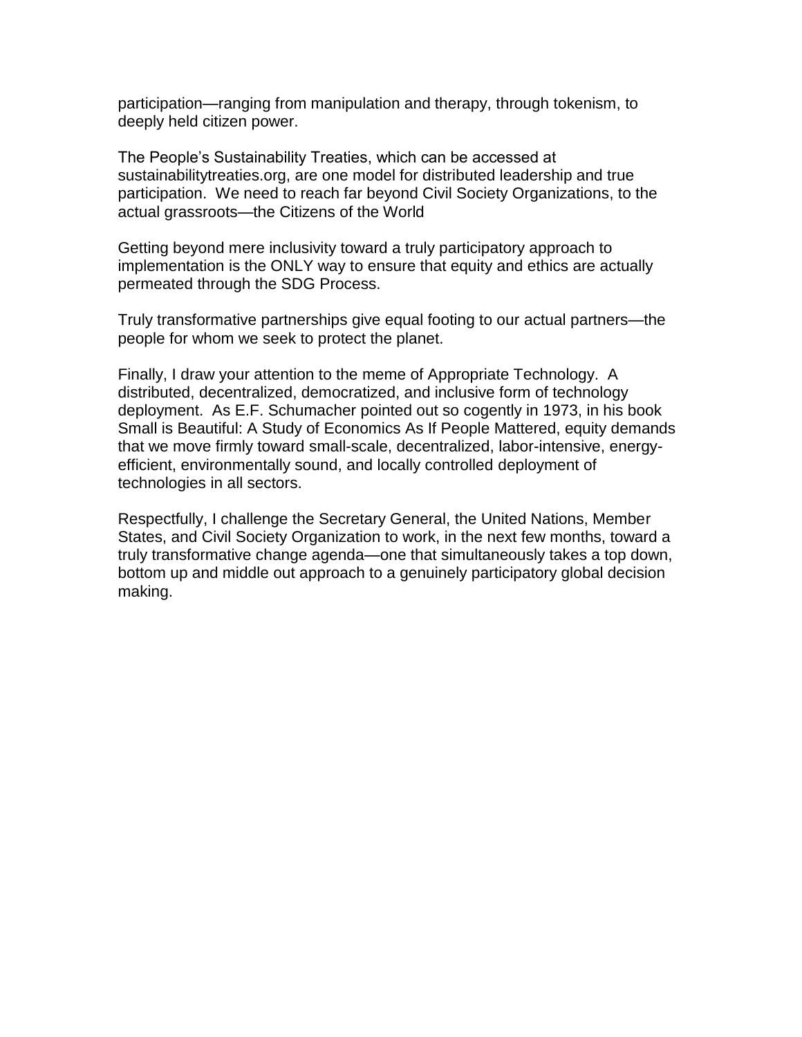participation—ranging from manipulation and therapy, through tokenism, to deeply held citizen power.

The People's Sustainability Treaties, which can be accessed at sustainabilitytreaties.org, are one model for distributed leadership and true participation. We need to reach far beyond Civil Society Organizations, to the actual grassroots—the Citizens of the World

Getting beyond mere inclusivity toward a truly participatory approach to implementation is the ONLY way to ensure that equity and ethics are actually permeated through the SDG Process.

Truly transformative partnerships give equal footing to our actual partners—the people for whom we seek to protect the planet.

Finally, I draw your attention to the meme of Appropriate Technology. A distributed, decentralized, democratized, and inclusive form of technology deployment. As E.F. Schumacher pointed out so cogently in 1973, in his book Small is Beautiful: A Study of Economics As If People Mattered, equity demands that we move firmly toward small-scale, decentralized, labor-intensive, energy-efficient, environmentally sound, and locally controlled deployment of technologies in all sectors.

Respectfully, I challenge the Secretary General, the United Nations, Member States, and Civil Society Organization to work, in the next few months, toward a truly transformative change agenda—one that simultaneously takes a top down, bottom up and middle out approach to a genuinely participatory global decision making.